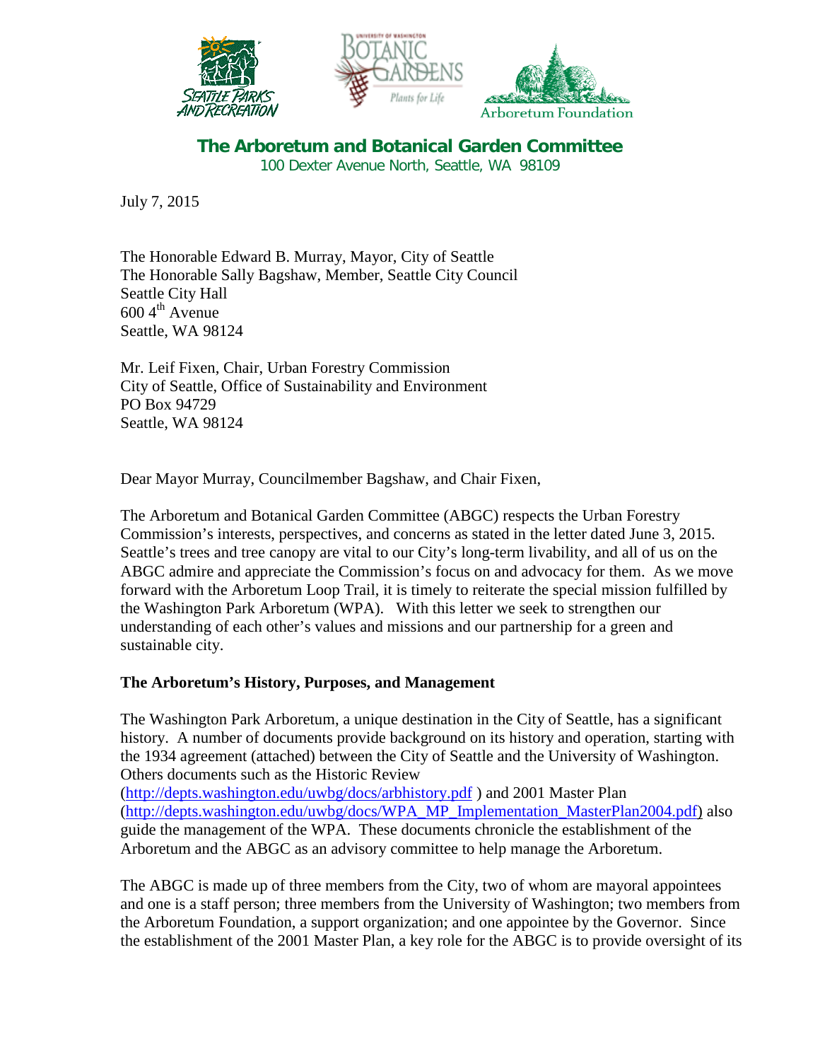**The Arboretum and Botanical Garden Committee**
100 Dexter Avenue North, Seattle, WA 98109

July 7, 2015

The Honorable Edward B. Murray, Mayor, City of Seattle
The Honorable Sally Bagshaw, Member, Seattle City Council
Seattle City Hall
600 4th Avenue
Seattle, WA 98124

Mr. Leif Fixen, Chair, Urban Forestry Commission
City of Seattle, Office of Sustainability and Environment
PO Box 94729
Seattle, WA 98124

Dear Mayor Murray, Councilmember Bagshaw, and Chair Fixen,

The Arboretum and Botanical Garden Committee (ABGC) respects the Urban Forestry Commission's interests, perspectives, and concerns as stated in the letter dated June 3, 2015. Seattle's trees and tree canopy are vital to our City's long-term livability, and all of us on the ABGC admire and appreciate the Commission's focus on and advocacy for them. As we move forward with the Arboretum Loop Trail, it is timely to reiterate the special mission fulfilled by the Washington Park Arboretum (WPA). With this letter we seek to strengthen our understanding of each other's values and missions and our partnership for a green and sustainable city.

**The Arboretum's History, Purposes, and Management**

The Washington Park Arboretum, a unique destination in the City of Seattle, has a significant history. A number of documents provide background on its history and operation, starting with the 1934 agreement (attached) between the City of Seattle and the University of Washington. Others documents such as the Historic Review (http://depts.washington.edu/uwbg/docs/arbhistory.pdf ) and 2001 Master Plan (http://depts.washington.edu/uwbg/docs/WPA_MP_Implementation_MasterPlan2004.pdf) also guide the management of the WPA. These documents chronicle the establishment of the Arboretum and the ABGC as an advisory committee to help manage the Arboretum.

The ABGC is made up of three members from the City, two of whom are mayoral appointees and one is a staff person; three members from the University of Washington; two members from the Arboretum Foundation, a support organization; and one appointee by the Governor. Since the establishment of the 2001 Master Plan, a key role for the ABGC is to provide oversight of its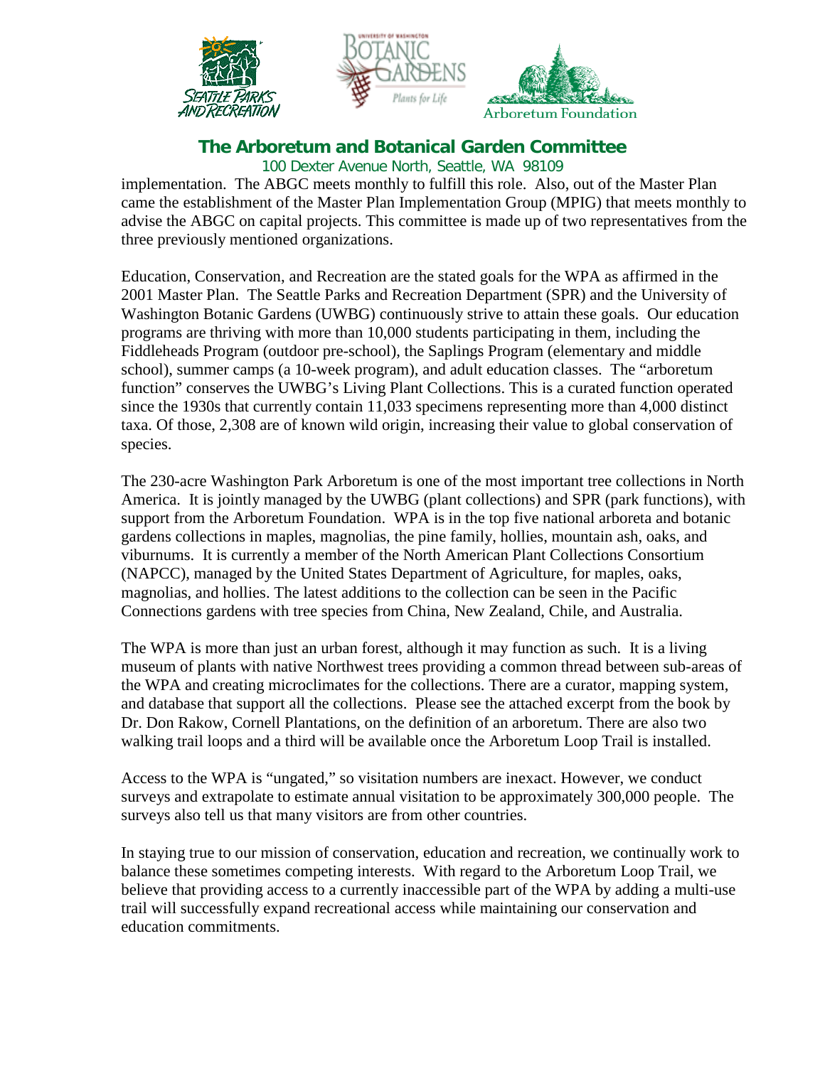implementation. The ABGC meets monthly to fulfill this role. Also, out of the Master Plan came the establishment of the Master Plan Implementation Group (MPIG) that meets monthly to advise the ABGC on capital projects. This committee is made up of two representatives from the three previously mentioned organizations.

Education, Conservation, and Recreation are the stated goals for the WPA as affirmed in the 2001 Master Plan. The Seattle Parks and Recreation Department (SPR) and the University of Washington Botanic Gardens (UWBG) continuously strive to attain these goals. Our education programs are thriving with more than 10,000 students participating in them, including the Fiddleheads Program (outdoor pre-school), the Saplings Program (elementary and middle school), summer camps (a 10-week program), and adult education classes. The "arboretum function" conserves the UWBG's Living Plant Collections. This is a curated function operated since the 1930s that currently contain 11,033 specimens representing more than 4,000 distinct taxa. Of those, 2,308 are of known wild origin, increasing their value to global conservation of species.

The 230-acre Washington Park Arboretum is one of the most important tree collections in North America. It is jointly managed by the UWBG (plant collections) and SPR (park functions), with support from the Arboretum Foundation. WPA is in the top five national arboreta and botanic gardens collections in maples, magnolias, the pine family, hollies, mountain ash, oaks, and viburnums. It is currently a member of the North American Plant Collections Consortium (NAPCC), managed by the United States Department of Agriculture, for maples, oaks, magnolias, and hollies. The latest additions to the collection can be seen in the Pacific Connections gardens with tree species from China, New Zealand, Chile, and Australia.

The WPA is more than just an urban forest, although it may function as such. It is a living museum of plants with native Northwest trees providing a common thread between sub-areas of the WPA and creating microclimates for the collections. There are a curator, mapping system, and database that support all the collections. Please see the attached excerpt from the book by Dr. Don Rakow, Cornell Plantations, on the definition of an arboretum. There are also two walking trail loops and a third will be available once the Arboretum Loop Trail is installed.

Access to the WPA is "ungated," so visitation numbers are inexact. However, we conduct surveys and extrapolate to estimate annual visitation to be approximately 300,000 people. The surveys also tell us that many visitors are from other countries.

In staying true to our mission of conservation, education and recreation, we continually work to balance these sometimes competing interests. With regard to the Arboretum Loop Trail, we believe that providing access to a currently inaccessible part of the WPA by adding a multi-use trail will successfully expand recreational access while maintaining our conservation and education commitments.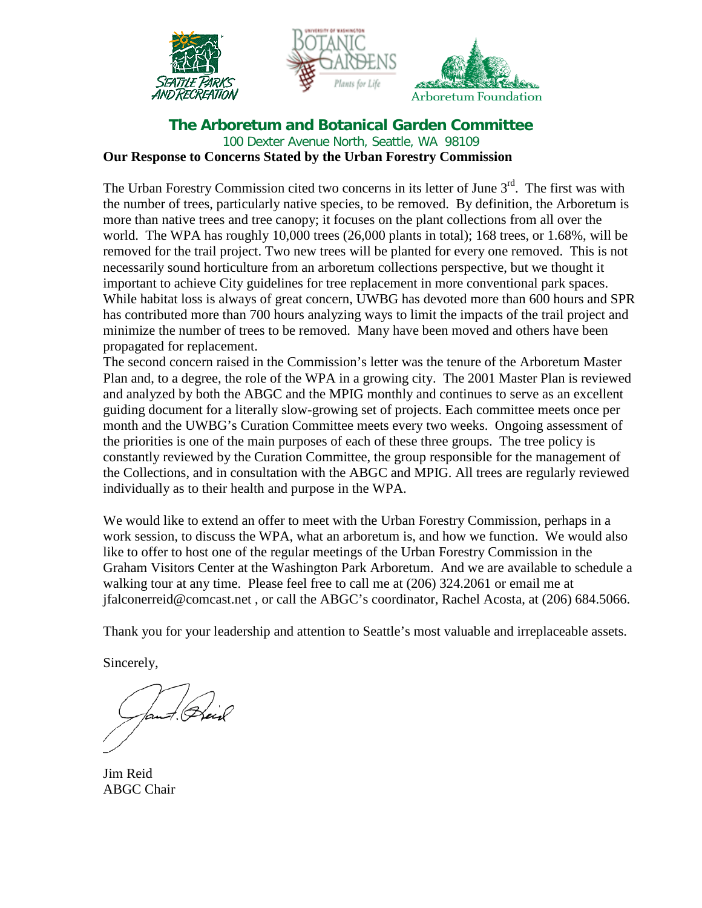## The Arboretum and Botanical Garden Committee

100 Dexter Avenue North, Seattle, WA 98109

**Our Response to Concerns Stated by the Urban Forestry Commission**

The Urban Forestry Commission cited two concerns in its letter of June 3rd. The first was with the number of trees, particularly native species, to be removed. By definition, the Arboretum is more than native trees and tree canopy; it focuses on the plant collections from all over the world. The WPA has roughly 10,000 trees (26,000 plants in total); 168 trees, or 1.68%, will be removed for the trail project. Two new trees will be planted for every one removed. This is not necessarily sound horticulture from an arboretum collections perspective, but we thought it important to achieve City guidelines for tree replacement in more conventional park spaces. While habitat loss is always of great concern, UWBG has devoted more than 600 hours and SPR has contributed more than 700 hours analyzing ways to limit the impacts of the trail project and minimize the number of trees to be removed. Many have been moved and others have been propagated for replacement.

The second concern raised in the Commission's letter was the tenure of the Arboretum Master Plan and, to a degree, the role of the WPA in a growing city. The 2001 Master Plan is reviewed and analyzed by both the ABGC and the MPIG monthly and continues to serve as an excellent guiding document for a literally slow-growing set of projects. Each committee meets once per month and the UWBG's Curation Committee meets every two weeks. Ongoing assessment of the priorities is one of the main purposes of each of these three groups. The tree policy is constantly reviewed by the Curation Committee, the group responsible for the management of the Collections, and in consultation with the ABGC and MPIG. All trees are regularly reviewed individually as to their health and purpose in the WPA.

We would like to extend an offer to meet with the Urban Forestry Commission, perhaps in a work session, to discuss the WPA, what an arboretum is, and how we function. We would also like to offer to host one of the regular meetings of the Urban Forestry Commission in the Graham Visitors Center at the Washington Park Arboretum. And we are available to schedule a walking tour at any time. Please feel free to call me at (206) 324.2061 or email me at jfalconerreid@comcast.net , or call the ABGC's coordinator, Rachel Acosta, at (206) 684.5066.

Thank you for your leadership and attention to Seattle's most valuable and irreplaceable assets.

Sincerely,

Jim Reid
ABGC Chair